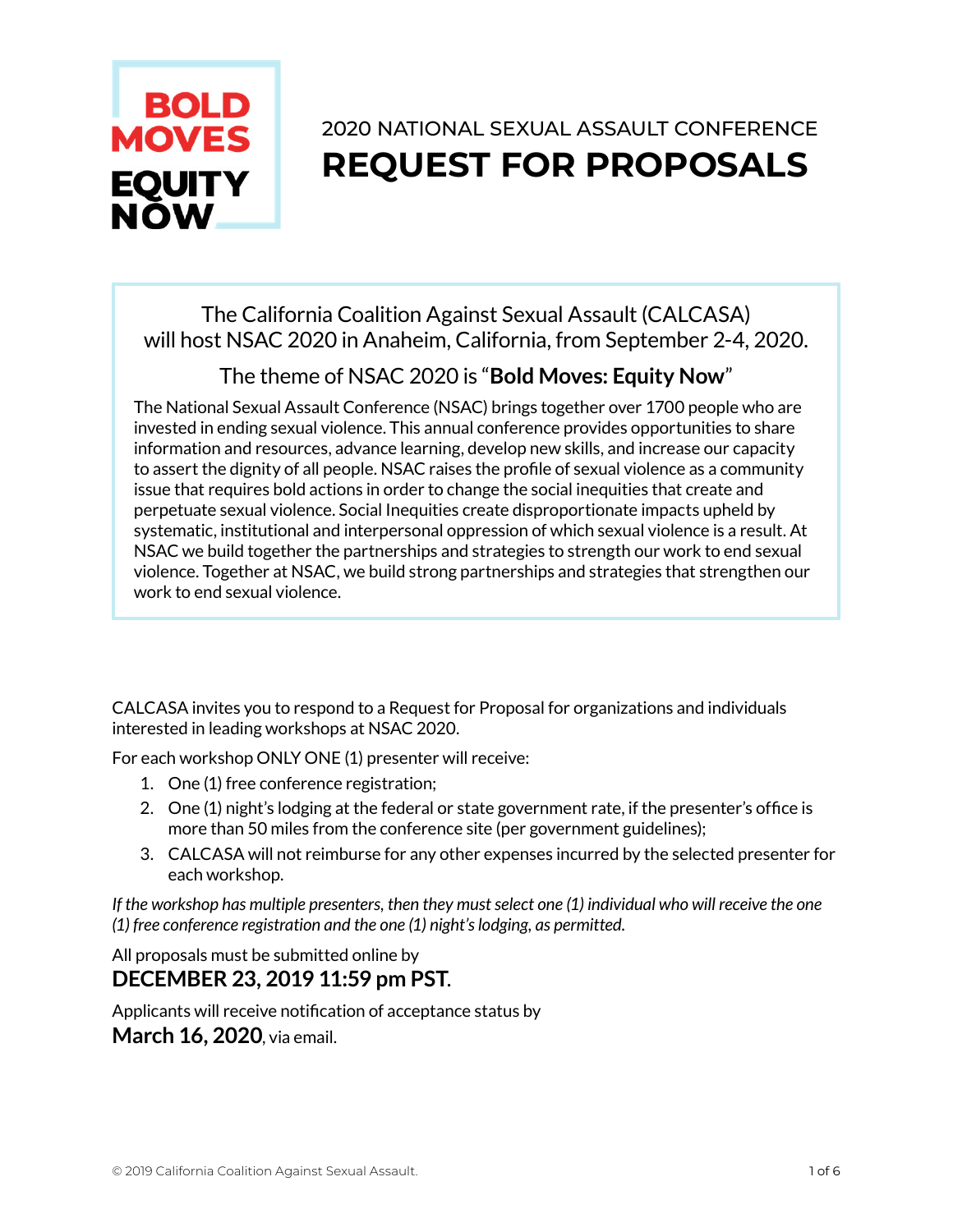BOLD MOVES EQUITY NOW

2020 NATIONAL SEXUAL ASSAULT CONFERENCE

# REQUEST FOR PROPOSALS

The California Coalition Against Sexual Assault (CALCASA) will host NSAC 2020 in Anaheim, California, from September 2-4, 2020.

The theme of NSAC 2020 is "**Bold Moves: Equity Now**"

The National Sexual Assault Conference (NSAC) brings together over 1700 people who are invested in ending sexual violence. This annual conference provides opportunities to share information and resources, advance learning, develop new skills, and increase our capacity to assert the dignity of all people. NSAC raises the profile of sexual violence as a community issue that requires bold actions in order to change the social inequities that create and perpetuate sexual violence. Social Inequities create disproportionate impacts upheld by systematic, institutional and interpersonal oppression of which sexual violence is a result. At NSAC we build together the partnerships and strategies to strength our work to end sexual violence. Together at NSAC, we build strong partnerships and strategies that strengthen our work to end sexual violence.

CALCASA invites you to respond to a Request for Proposal for organizations and individuals interested in leading workshops at NSAC 2020.

For each workshop ONLY ONE (1) presenter will receive:

1. One (1) free conference registration;
2. One (1) night's lodging at the federal or state government rate, if the presenter's office is more than 50 miles from the conference site (per government guidelines);
3. CALCASA will not reimburse for any other expenses incurred by the selected presenter for each workshop.

*If the workshop has multiple presenters, then they must select one (1) individual who will receive the one (1) free conference registration and the one (1) night's lodging, as permitted.*

All proposals must be submitted online by
**DECEMBER 23, 2019 11:59 pm PST.**

Applicants will receive notification of acceptance status by
**March 16, 2020**, via email.

© 2019 California Coalition Against Sexual Assault.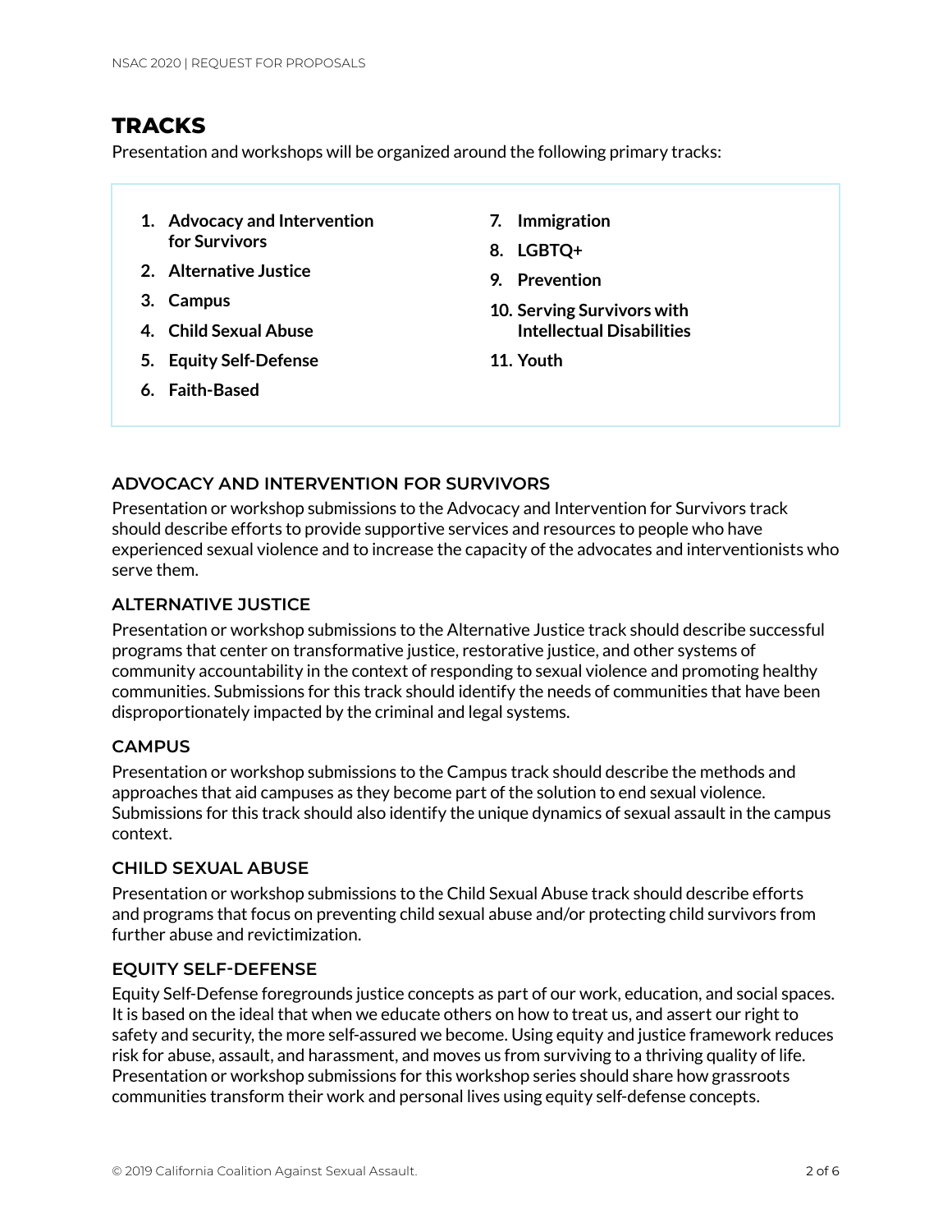## TRACKS

Presentation and workshops will be organized around the following primary tracks:

1. **Advocacy and Intervention for Survivors**
2. **Alternative Justice**
3. **Campus**
4. **Child Sexual Abuse**
5. **Equity Self-Defense**
6. **Faith-Based**
7. **Immigration**
8. **LGBTQ+**
9. **Prevention**
10. **Serving Survivors with Intellectual Disabilities**
11. **Youth**

### ADVOCACY AND INTERVENTION FOR SURVIVORS

Presentation or workshop submissions to the Advocacy and Intervention for Survivors track should describe efforts to provide supportive services and resources to people who have experienced sexual violence and to increase the capacity of the advocates and interventionists who serve them.

### ALTERNATIVE JUSTICE

Presentation or workshop submissions to the Alternative Justice track should describe successful programs that center on transformative justice, restorative justice, and other systems of community accountability in the context of responding to sexual violence and promoting healthy communities. Submissions for this track should identify the needs of communities that have been disproportionately impacted by the criminal and legal systems.

### CAMPUS

Presentation or workshop submissions to the Campus track should describe the methods and approaches that aid campuses as they become part of the solution to end sexual violence. Submissions for this track should also identify the unique dynamics of sexual assault in the campus context.

### CHILD SEXUAL ABUSE

Presentation or workshop submissions to the Child Sexual Abuse track should describe efforts and programs that focus on preventing child sexual abuse and/or protecting child survivors from further abuse and revictimization.

### EQUITY SELF-DEFENSE

Equity Self-Defense foregrounds justice concepts as part of our work, education, and social spaces. It is based on the ideal that when we educate others on how to treat us, and assert our right to safety and security, the more self-assured we become. Using equity and justice framework reduces risk for abuse, assault, and harassment, and moves us from surviving to a thriving quality of life. Presentation or workshop submissions for this workshop series should share how grassroots communities transform their work and personal lives using equity self-defense concepts.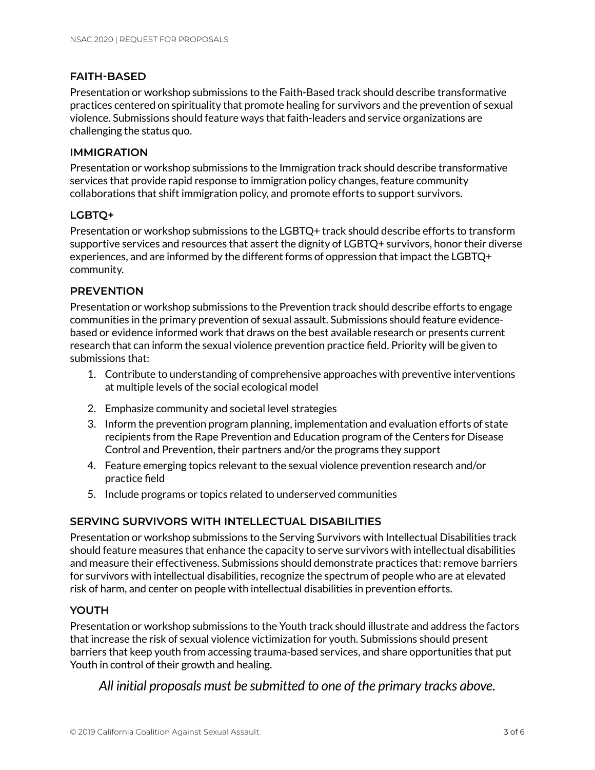### FAITH-BASED

Presentation or workshop submissions to the Faith-Based track should describe transformative practices centered on spirituality that promote healing for survivors and the prevention of sexual violence. Submissions should feature ways that faith-leaders and service organizations are challenging the status quo.

### IMMIGRATION

Presentation or workshop submissions to the Immigration track should describe transformative services that provide rapid response to immigration policy changes, feature community collaborations that shift immigration policy, and promote efforts to support survivors.

### LGBTQ+

Presentation or workshop submissions to the LGBTQ+ track should describe efforts to transform supportive services and resources that assert the dignity of LGBTQ+ survivors, honor their diverse experiences, and are informed by the different forms of oppression that impact the LGBTQ+ community.

### PREVENTION

Presentation or workshop submissions to the Prevention track should describe efforts to engage communities in the primary prevention of sexual assault. Submissions should feature evidence-based or evidence informed work that draws on the best available research or presents current research that can inform the sexual violence prevention practice field. Priority will be given to submissions that:

1. Contribute to understanding of comprehensive approaches with preventive interventions at multiple levels of the social ecological model
2. Emphasize community and societal level strategies
3. Inform the prevention program planning, implementation and evaluation efforts of state recipients from the Rape Prevention and Education program of the Centers for Disease Control and Prevention, their partners and/or the programs they support
4. Feature emerging topics relevant to the sexual violence prevention research and/or practice field
5. Include programs or topics related to underserved communities

### SERVING SURVIVORS WITH INTELLECTUAL DISABILITIES

Presentation or workshop submissions to the Serving Survivors with Intellectual Disabilities track should feature measures that enhance the capacity to serve survivors with intellectual disabilities and measure their effectiveness. Submissions should demonstrate practices that: remove barriers for survivors with intellectual disabilities, recognize the spectrum of people who are at elevated risk of harm, and center on people with intellectual disabilities in prevention efforts.

### YOUTH

Presentation or workshop submissions to the Youth track should illustrate and address the factors that increase the risk of sexual violence victimization for youth. Submissions should present barriers that keep youth from accessing trauma-based services, and share opportunities that put Youth in control of their growth and healing.

*All initial proposals must be submitted to one of the primary tracks above.*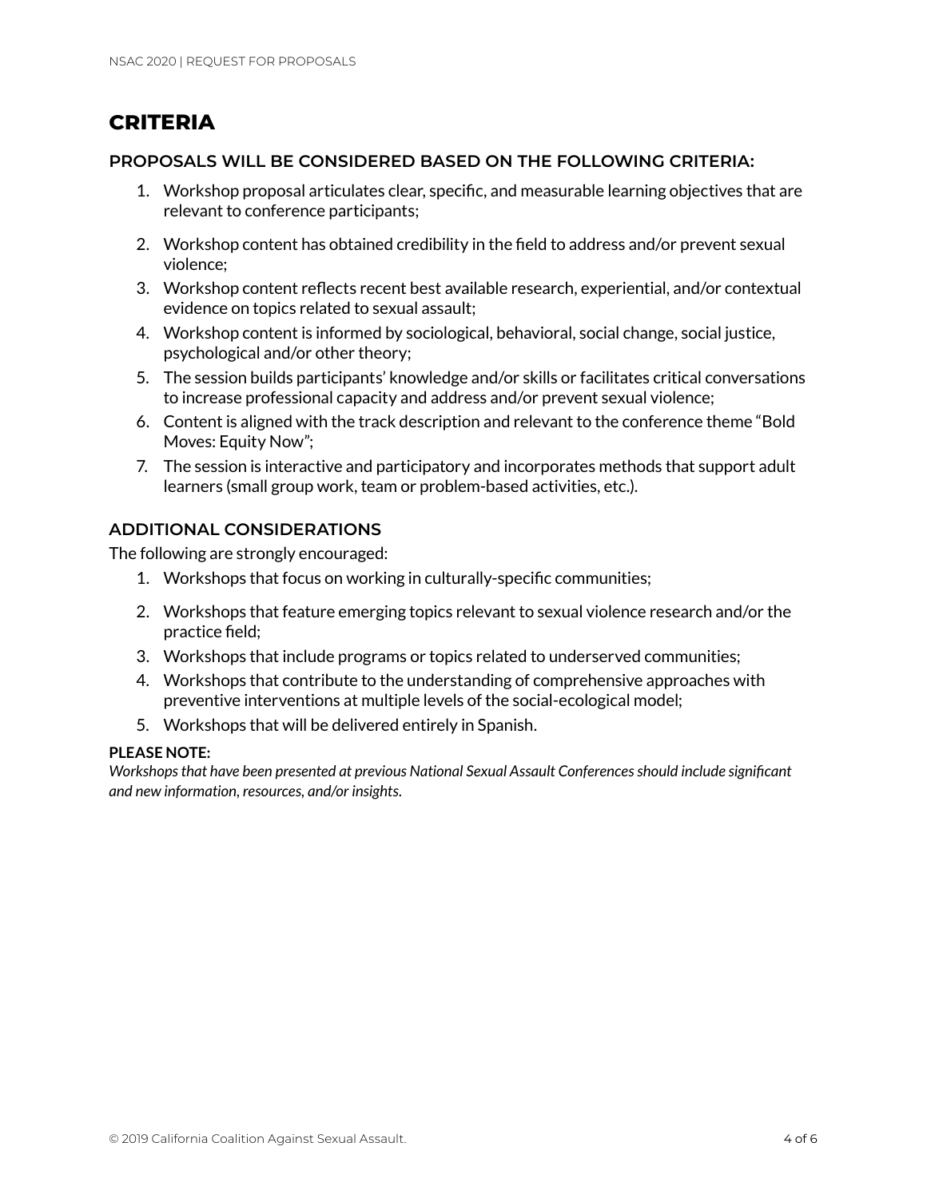# CRITERIA

### PROPOSALS WILL BE CONSIDERED BASED ON THE FOLLOWING CRITERIA:

1. Workshop proposal articulates clear, specific, and measurable learning objectives that are relevant to conference participants;
2. Workshop content has obtained credibility in the field to address and/or prevent sexual violence;
3. Workshop content reflects recent best available research, experiential, and/or contextual evidence on topics related to sexual assault;
4. Workshop content is informed by sociological, behavioral, social change, social justice, psychological and/or other theory;
5. The session builds participants' knowledge and/or skills or facilitates critical conversations to increase professional capacity and address and/or prevent sexual violence;
6. Content is aligned with the track description and relevant to the conference theme "Bold Moves: Equity Now";
7. The session is interactive and participatory and incorporates methods that support adult learners (small group work, team or problem-based activities, etc.).

### ADDITIONAL CONSIDERATIONS

The following are strongly encouraged:

1. Workshops that focus on working in culturally-specific communities;
2. Workshops that feature emerging topics relevant to sexual violence research and/or the practice field;
3. Workshops that include programs or topics related to underserved communities;
4. Workshops that contribute to the understanding of comprehensive approaches with preventive interventions at multiple levels of the social-ecological model;
5. Workshops that will be delivered entirely in Spanish.

**PLEASE NOTE:**

*Workshops that have been presented at previous National Sexual Assault Conferences should include significant and new information, resources, and/or insights.*

© 2019 California Coalition Against Sexual Assault.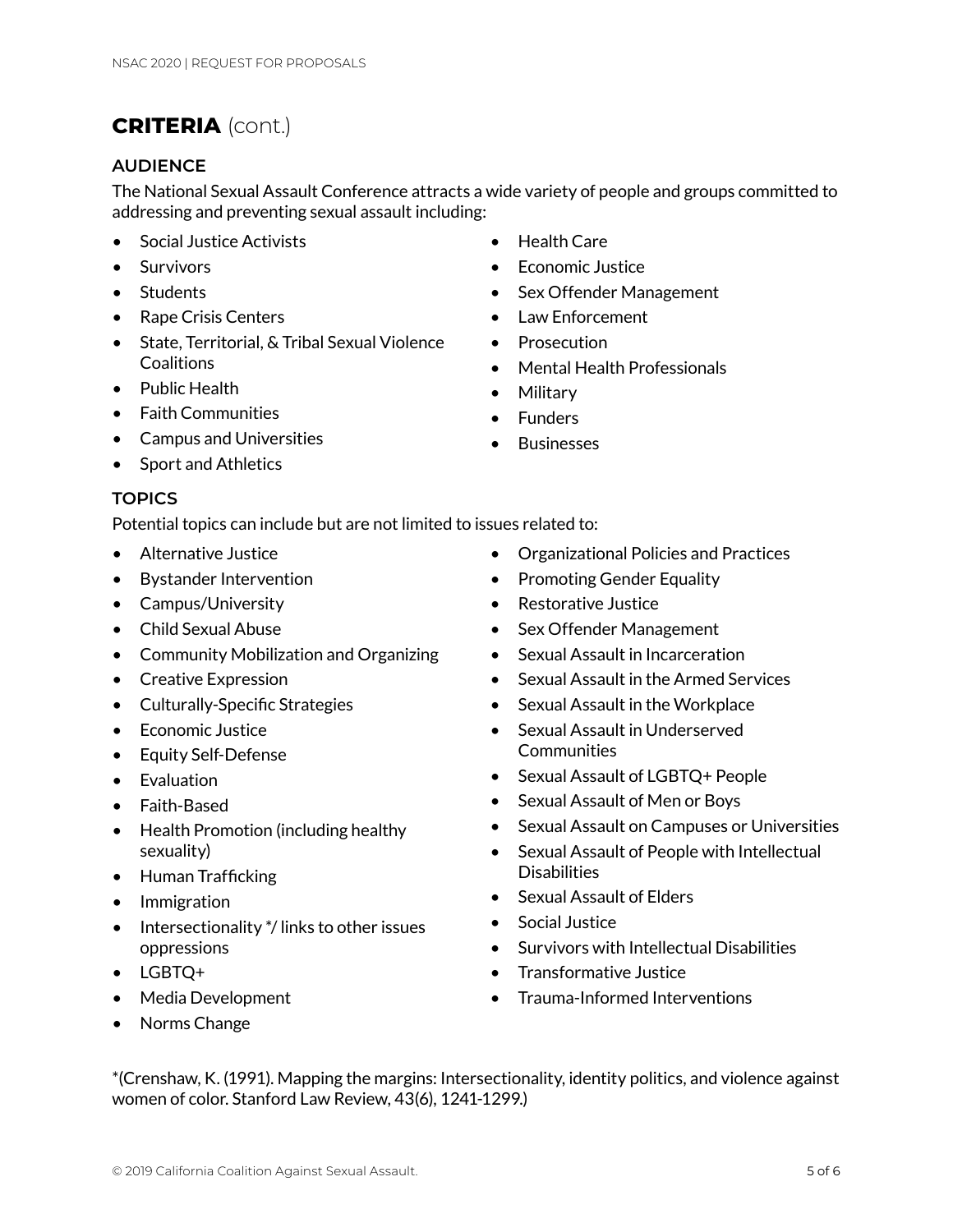# **CRITERIA** (cont.)

## AUDIENCE

The National Sexual Assault Conference attracts a wide variety of people and groups committed to addressing and preventing sexual assault including:

- Social Justice Activists
- Survivors
- Students
- Rape Crisis Centers
- State, Territorial, & Tribal Sexual Violence Coalitions
- Public Health
- Faith Communities
- Campus and Universities
- Sport and Athletics
- Health Care
- Economic Justice
- Sex Offender Management
- Law Enforcement
- Prosecution
- Mental Health Professionals
- Military
- Funders
- Businesses

## TOPICS

Potential topics can include but are not limited to issues related to:

- Alternative Justice
- Bystander Intervention
- Campus/University
- Child Sexual Abuse
- Community Mobilization and Organizing
- Creative Expression
- Culturally-Specific Strategies
- Economic Justice
- Equity Self-Defense
- Evaluation
- Faith-Based
- Health Promotion (including healthy sexuality)
- Human Trafficking
- Immigration
- Intersectionality */ links to other issues oppressions
- LGBTQ+
- Media Development
- Norms Change
- Organizational Policies and Practices
- Promoting Gender Equality
- Restorative Justice
- Sex Offender Management
- Sexual Assault in Incarceration
- Sexual Assault in the Armed Services
- Sexual Assault in the Workplace
- Sexual Assault in Underserved Communities
- Sexual Assault of LGBTQ+ People
- Sexual Assault of Men or Boys
- Sexual Assault on Campuses or Universities
- Sexual Assault of People with Intellectual Disabilities
- Sexual Assault of Elders
- Social Justice
- Survivors with Intellectual Disabilities
- Transformative Justice
- Trauma-Informed Interventions

*(Crenshaw, K. (1991). Mapping the margins: Intersectionality, identity politics, and violence against women of color. Stanford Law Review, 43(6), 1241-1299.)

© 2019 California Coalition Against Sexual Assault.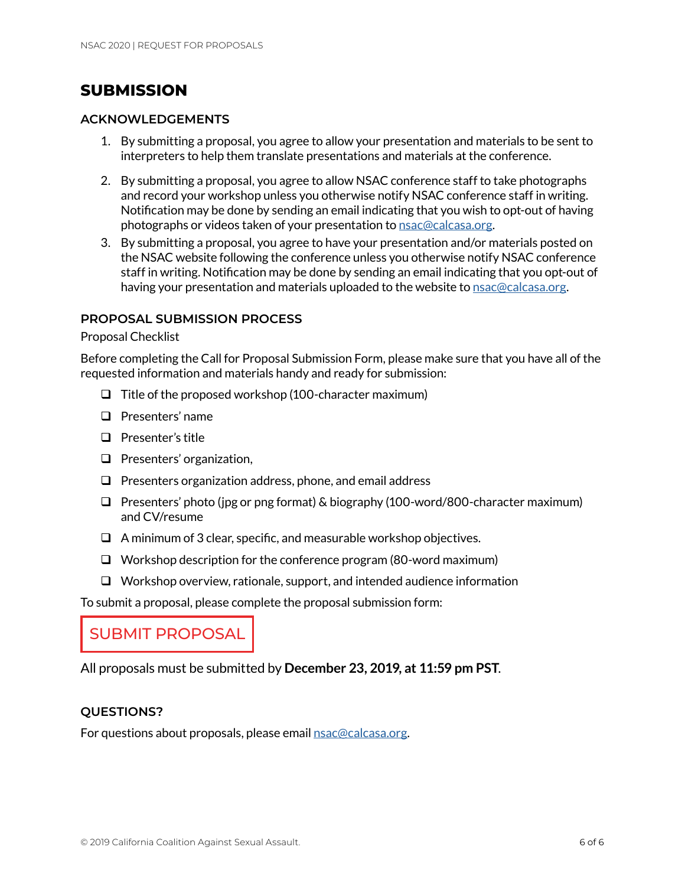# SUBMISSION

## ACKNOWLEDGEMENTS

1. By submitting a proposal, you agree to allow your presentation and materials to be sent to interpreters to help them translate presentations and materials at the conference.
2. By submitting a proposal, you agree to allow NSAC conference staff to take photographs and record your workshop unless you otherwise notify NSAC conference staff in writing. Notification may be done by sending an email indicating that you wish to opt-out of having photographs or videos taken of your presentation to nsac@calcasa.org.
3. By submitting a proposal, you agree to have your presentation and/or materials posted on the NSAC website following the conference unless you otherwise notify NSAC conference staff in writing. Notification may be done by sending an email indicating that you opt-out of having your presentation and materials uploaded to the website to nsac@calcasa.org.

## PROPOSAL SUBMISSION PROCESS

Proposal Checklist

Before completing the Call for Proposal Submission Form, please make sure that you have all of the requested information and materials handy and ready for submission:

- [ ] Title of the proposed workshop (100-character maximum)
- [ ] Presenters' name
- [ ] Presenter's title
- [ ] Presenters' organization,
- [ ] Presenters organization address, phone, and email address
- [ ] Presenters' photo (jpg or png format) & biography (100-word/800-character maximum) and CV/resume
- [ ] A minimum of 3 clear, specific, and measurable workshop objectives.
- [ ] Workshop description for the conference program (80-word maximum)
- [ ] Workshop overview, rationale, support, and intended audience information

To submit a proposal, please complete the proposal submission form:

SUBMIT PROPOSAL

All proposals must be submitted by **December 23, 2019, at 11:59 pm PST**.

## QUESTIONS?

For questions about proposals, please email nsac@calcasa.org.

© 2019 California Coalition Against Sexual Assault.